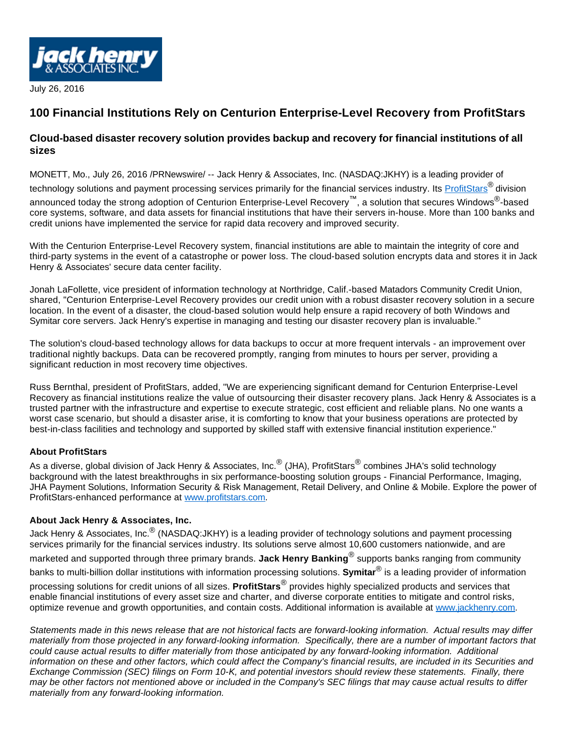July 26, 2016

# 100 Financial Institutions Rely on Centurion Enterprise-Level Recovery from ProfitStars

## Cloud-based disaster recovery solution provides backup and recovery for financial institutions of all sizes

MONETT, Mo., July 26, 2016 /PRNewswire/ -- Jack Henry & Associates, Inc. (NASDAQ:JKHY) is a leading provider of technology solutions and payment processing services primarily for the financial services industry. Its [ProfitStars®](http://www.profitstars.com) division announced today the strong adoption of Centurion Enterprise-Level Recovery™, a solution that secures Windows®-based core systems, software, and data assets for financial institutions that have their servers in-house. More than 100 banks and credit unions have implemented the service for rapid data recovery and improved security.

With the Centurion Enterprise-Level Recovery system, financial institutions are able to maintain the integrity of core and third-party systems in the event of a catastrophe or power loss. The cloud-based solution encrypts data and stores it in Jack Henry & Associates' secure data center facility.

Jonah LaFollette, vice president of information technology at Northridge, Calif.-based Matadors Community Credit Union, shared, "Centurion Enterprise-Level Recovery provides our credit union with a robust disaster recovery solution in a secure location. In the event of a disaster, the cloud-based solution would help ensure a rapid recovery of both Windows and Symitar core servers. Jack Henry's expertise in managing and testing our disaster recovery plan is invaluable."

The solution's cloud-based technology allows for data backups to occur at more frequent intervals - an improvement over traditional nightly backups. Data can be recovered promptly, ranging from minutes to hours per server, providing a significant reduction in most recovery time objectives.

Russ Bernthal, president of ProfitStars, added, "We are experiencing significant demand for Centurion Enterprise-Level Recovery as financial institutions realize the value of outsourcing their disaster recovery plans. Jack Henry & Associates is a trusted partner with the infrastructure and expertise to execute strategic, cost efficient and reliable plans. No one wants a worst case scenario, but should a disaster arise, it is comforting to know that your business operations are protected by best-in-class facilities and technology and supported by skilled staff with extensive financial institution experience."

**About ProfitStars**

As a diverse, global division of Jack Henry & Associates, Inc.® (JHA), ProfitStars® combines JHA's solid technology background with the latest breakthroughs in six performance-boosting solution groups - Financial Performance, Imaging, JHA Payment Solutions, Information Security & Risk Management, Retail Delivery, and Online & Mobile. Explore the power of ProfitStars-enhanced performance at [www.profitstars.com](http://www.profitstars.com).

**About Jack Henry & Associates, Inc.**

Jack Henry & Associates, Inc.® (NASDAQ:JKHY) is a leading provider of technology solutions and payment processing services primarily for the financial services industry. Its solutions serve almost 10,600 customers nationwide, and are marketed and supported through three primary brands. **Jack Henry Banking®** supports banks ranging from community banks to multi-billion dollar institutions with information processing solutions. **Symitar®** is a leading provider of information processing solutions for credit unions of all sizes. **ProfitStars®** provides highly specialized products and services that enable financial institutions of every asset size and charter, and diverse corporate entities to mitigate and control risks, optimize revenue and growth opportunities, and contain costs. Additional information is available at [www.jackhenry.com](http://www.jackhenry.com).

*Statements made in this news release that are not historical facts are forward-looking information. Actual results may differ materially from those projected in any forward-looking information. Specifically, there are a number of important factors that could cause actual results to differ materially from those anticipated by any forward-looking information. Additional information on these and other factors, which could affect the Company's financial results, are included in its Securities and Exchange Commission (SEC) filings on Form 10-K, and potential investors should review these statements. Finally, there may be other factors not mentioned above or included in the Company's SEC filings that may cause actual results to differ materially from any forward-looking information.*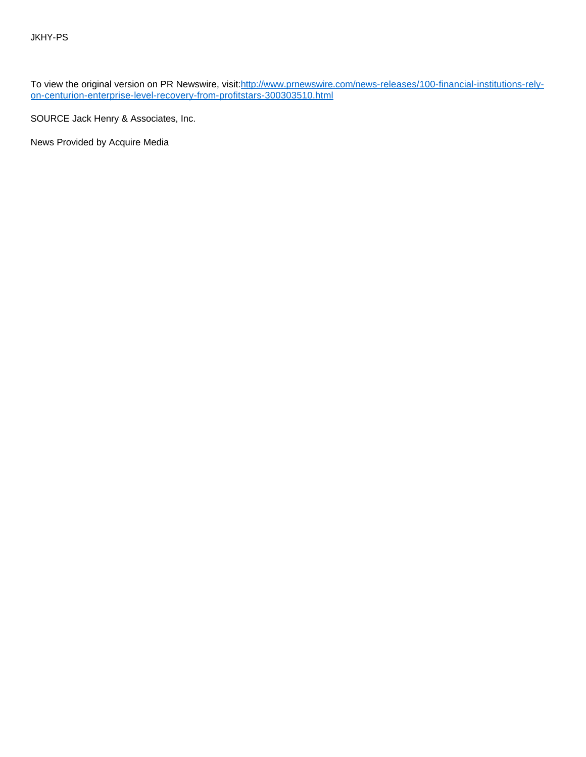JKHY-PS

To view the original version on PR Newswire, visit:[http://www.prnewswire.com/news-releases/100-financial-institutions-rely-on-centurion-enterprise-level-recovery-from-profitstars-300303510.html](http://www.prnewswire.com/news-releases/100-financial-institutions-rely-on-centurion-enterprise-level-recovery-from-profitstars-300303510.html)

SOURCE Jack Henry & Associates, Inc.

News Provided by Acquire Media